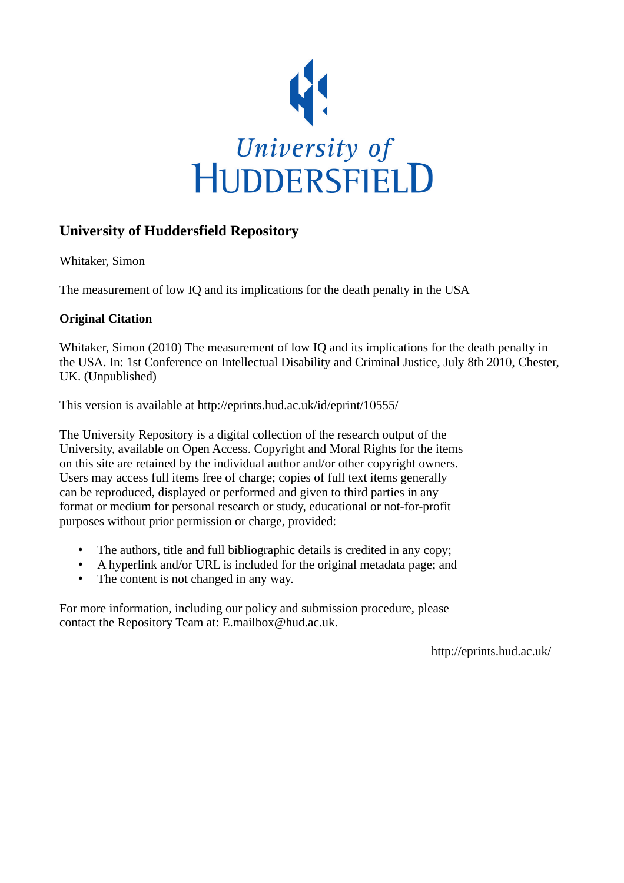University of HUDDERSFIELD

## University of Huddersfield Repository

Whitaker, Simon

The measurement of low IQ and its implications for the death penalty in the USA

**Original Citation**

Whitaker, Simon (2010) The measurement of low IQ and its implications for the death penalty in the USA. In: 1st Conference on Intellectual Disability and Criminal Justice, July 8th 2010, Chester, UK. (Unpublished)

This version is available at http://eprints.hud.ac.uk/id/eprint/10555/

The University Repository is a digital collection of the research output of the University, available on Open Access. Copyright and Moral Rights for the items on this site are retained by the individual author and/or other copyright owners. Users may access full items free of charge; copies of full text items generally can be reproduced, displayed or performed and given to third parties in any format or medium for personal research or study, educational or not-for-profit purposes without prior permission or charge, provided:

- The authors, title and full bibliographic details is credited in any copy;
- A hyperlink and/or URL is included for the original metadata page; and
- The content is not changed in any way.

For more information, including our policy and submission procedure, please contact the Repository Team at: E.mailbox@hud.ac.uk.

http://eprints.hud.ac.uk/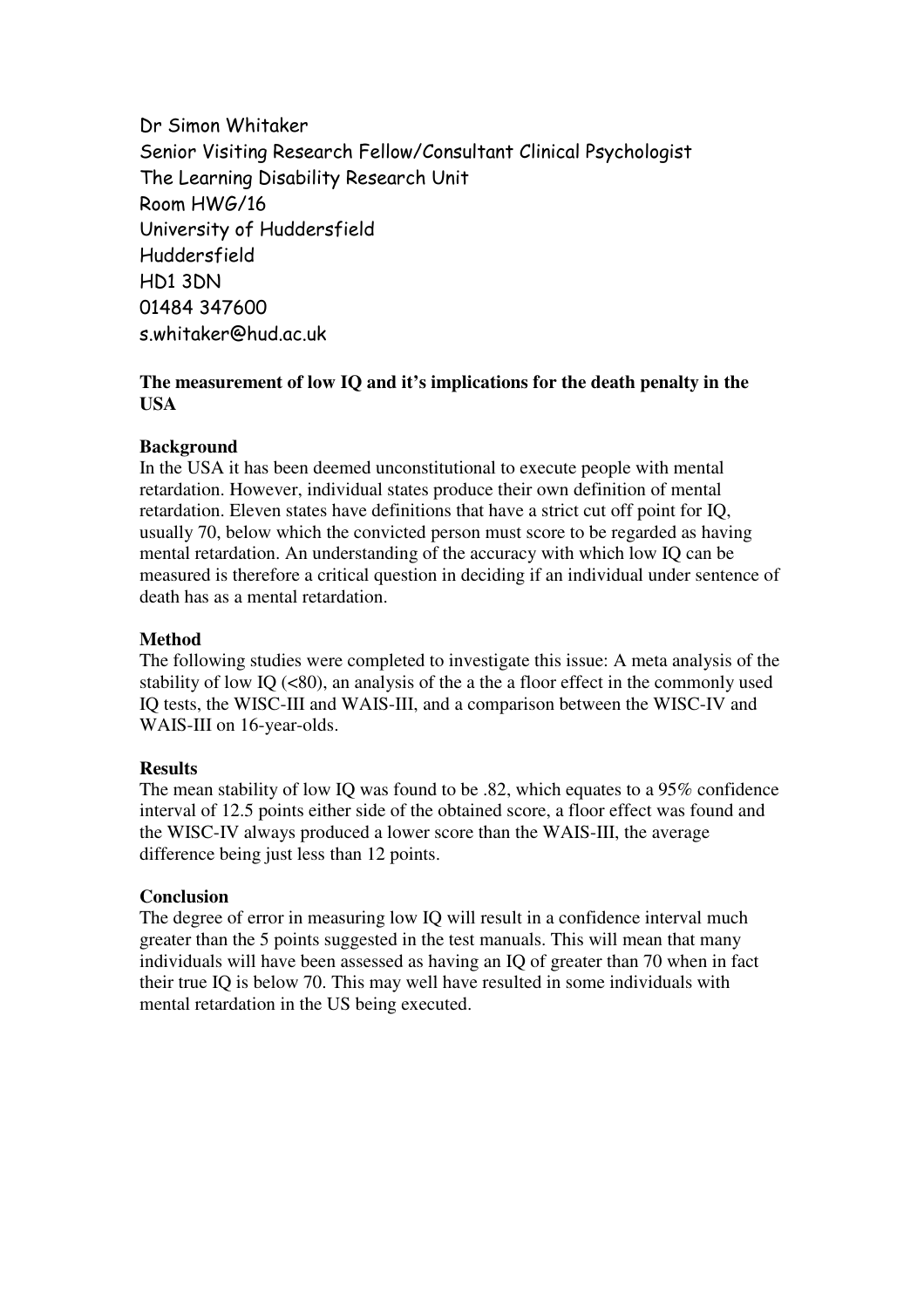Dr Simon Whitaker
Senior Visiting Research Fellow/Consultant Clinical Psychologist
The Learning Disability Research Unit
Room HWG/16
University of Huddersfield
Huddersfield
HD1 3DN
01484 347600
s.whitaker@hud.ac.uk

**The measurement of low IQ and it's implications for the death penalty in the USA**

**Background**

In the USA it has been deemed unconstitutional to execute people with mental retardation. However, individual states produce their own definition of mental retardation. Eleven states have definitions that have a strict cut off point for IQ, usually 70, below which the convicted person must score to be regarded as having mental retardation. An understanding of the accuracy with which low IQ can be measured is therefore a critical question in deciding if an individual under sentence of death has as a mental retardation.

**Method**

The following studies were completed to investigate this issue: A meta analysis of the stability of low IQ (<80), an analysis of the a the a floor effect in the commonly used IQ tests, the WISC-III and WAIS-III, and a comparison between the WISC-IV and WAIS-III on 16-year-olds.

**Results**

The mean stability of low IQ was found to be .82, which equates to a 95% confidence interval of 12.5 points either side of the obtained score, a floor effect was found and the WISC-IV always produced a lower score than the WAIS-III, the average difference being just less than 12 points.

**Conclusion**

The degree of error in measuring low IQ will result in a confidence interval much greater than the 5 points suggested in the test manuals. This will mean that many individuals will have been assessed as having an IQ of greater than 70 when in fact their true IQ is below 70. This may well have resulted in some individuals with mental retardation in the US being executed.